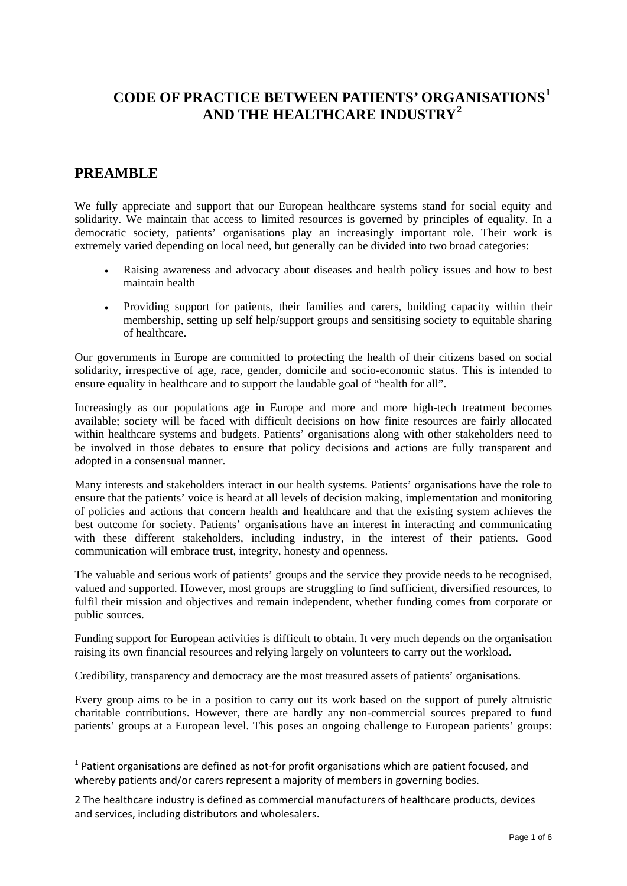# CODE OF PRACTICE BETWEEN PATIENTS' ORGANISATIONS[1] AND THE HEALTHCARE INDUSTRY[2]

## PREAMBLE

We fully appreciate and support that our European healthcare systems stand for social equity and solidarity. We maintain that access to limited resources is governed by principles of equality. In a democratic society, patients' organisations play an increasingly important role. Their work is extremely varied depending on local need, but generally can be divided into two broad categories:

- Raising awareness and advocacy about diseases and health policy issues and how to best maintain health
- Providing support for patients, their families and carers, building capacity within their membership, setting up self help/support groups and sensitising society to equitable sharing of healthcare.

Our governments in Europe are committed to protecting the health of their citizens based on social solidarity, irrespective of age, race, gender, domicile and socio-economic status. This is intended to ensure equality in healthcare and to support the laudable goal of "health for all".

Increasingly as our populations age in Europe and more and more high-tech treatment becomes available; society will be faced with difficult decisions on how finite resources are fairly allocated within healthcare systems and budgets. Patients' organisations along with other stakeholders need to be involved in those debates to ensure that policy decisions and actions are fully transparent and adopted in a consensual manner.

Many interests and stakeholders interact in our health systems. Patients' organisations have the role to ensure that the patients' voice is heard at all levels of decision making, implementation and monitoring of policies and actions that concern health and healthcare and that the existing system achieves the best outcome for society. Patients' organisations have an interest in interacting and communicating with these different stakeholders, including industry, in the interest of their patients. Good communication will embrace trust, integrity, honesty and openness.

The valuable and serious work of patients' groups and the service they provide needs to be recognised, valued and supported. However, most groups are struggling to find sufficient, diversified resources, to fulfil their mission and objectives and remain independent, whether funding comes from corporate or public sources.

Funding support for European activities is difficult to obtain. It very much depends on the organisation raising its own financial resources and relying largely on volunteers to carry out the workload.

Credibility, transparency and democracy are the most treasured assets of patients' organisations.

Every group aims to be in a position to carry out its work based on the support of purely altruistic charitable contributions. However, there are hardly any non-commercial sources prepared to fund patients' groups at a European level. This poses an ongoing challenge to European patients' groups:

---

[1] Patient organisations are defined as not-for profit organisations which are patient focused, and whereby patients and/or carers represent a majority of members in governing bodies.

[2] The healthcare industry is defined as commercial manufacturers of healthcare products, devices and services, including distributors and wholesalers.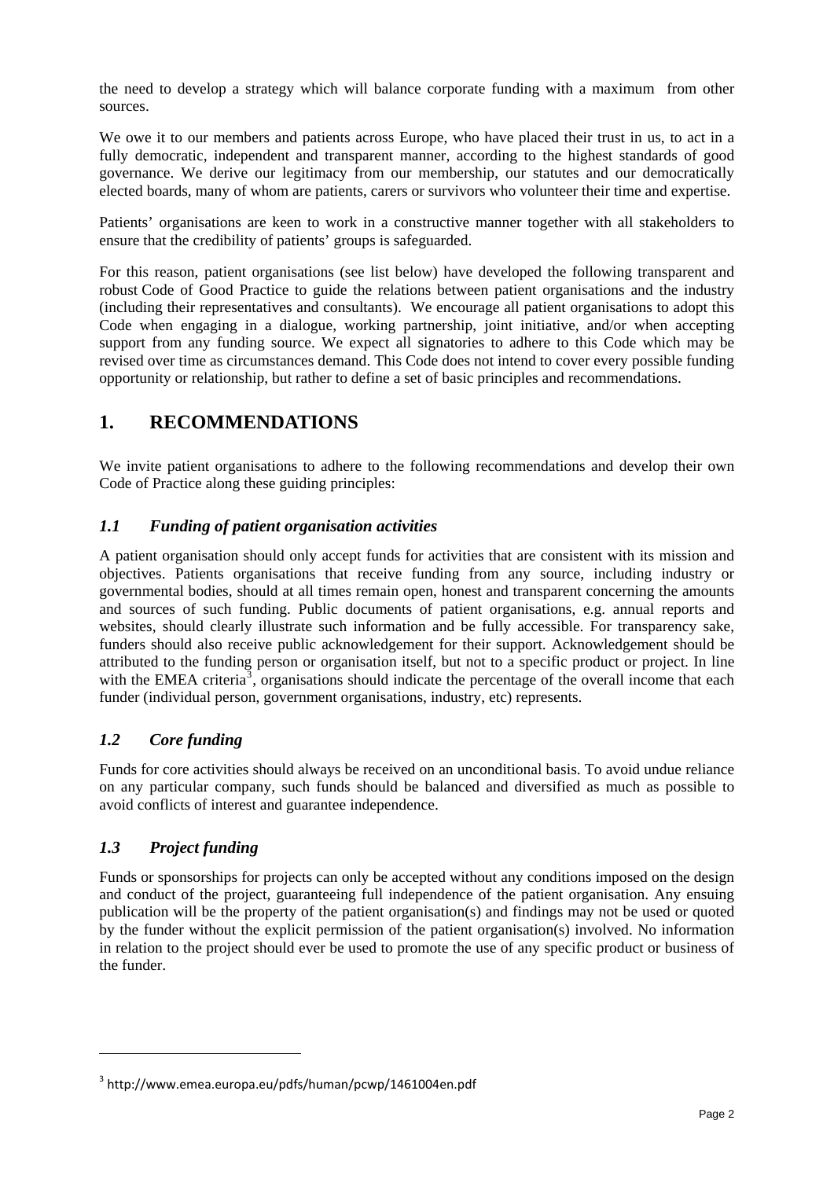the need to develop a strategy which will balance corporate funding with a maximum from other sources.

We owe it to our members and patients across Europe, who have placed their trust in us, to act in a fully democratic, independent and transparent manner, according to the highest standards of good governance. We derive our legitimacy from our membership, our statutes and our democratically elected boards, many of whom are patients, carers or survivors who volunteer their time and expertise.

Patients' organisations are keen to work in a constructive manner together with all stakeholders to ensure that the credibility of patients' groups is safeguarded.

For this reason, patient organisations (see list below) have developed the following transparent and robust Code of Good Practice to guide the relations between patient organisations and the industry (including their representatives and consultants). We encourage all patient organisations to adopt this Code when engaging in a dialogue, working partnership, joint initiative, and/or when accepting support from any funding source. We expect all signatories to adhere to this Code which may be revised over time as circumstances demand. This Code does not intend to cover every possible funding opportunity or relationship, but rather to define a set of basic principles and recommendations.

# 1. RECOMMENDATIONS

We invite patient organisations to adhere to the following recommendations and develop their own Code of Practice along these guiding principles:

## *1.1 Funding of patient organisation activities*

A patient organisation should only accept funds for activities that are consistent with its mission and objectives. Patients organisations that receive funding from any source, including industry or governmental bodies, should at all times remain open, honest and transparent concerning the amounts and sources of such funding. Public documents of patient organisations, e.g. annual reports and websites, should clearly illustrate such information and be fully accessible. For transparency sake, funders should also receive public acknowledgement for their support. Acknowledgement should be attributed to the funding person or organisation itself, but not to a specific product or project. In line with the EMEA criteria[3], organisations should indicate the percentage of the overall income that each funder (individual person, government organisations, industry, etc) represents.

## *1.2 Core funding*

Funds for core activities should always be received on an unconditional basis. To avoid undue reliance on any particular company, such funds should be balanced and diversified as much as possible to avoid conflicts of interest and guarantee independence.

## *1.3 Project funding*

Funds or sponsorships for projects can only be accepted without any conditions imposed on the design and conduct of the project, guaranteeing full independence of the patient organisation. Any ensuing publication will be the property of the patient organisation(s) and findings may not be used or quoted by the funder without the explicit permission of the patient organisation(s) involved. No information in relation to the project should ever be used to promote the use of any specific product or business of the funder.

---

[3] http://www.emea.europa.eu/pdfs/human/pcwp/1461004en.pdf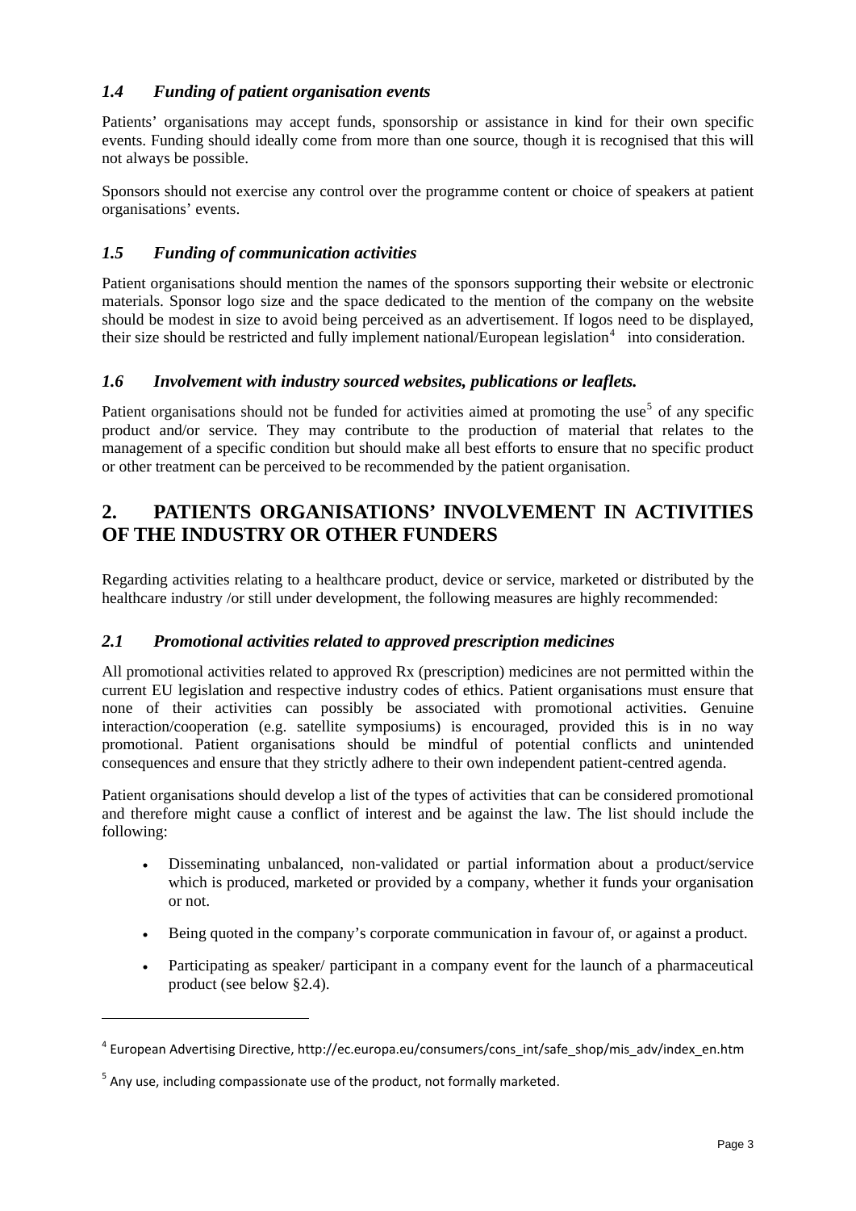### *1.4 Funding of patient organisation events*

Patients' organisations may accept funds, sponsorship or assistance in kind for their own specific events. Funding should ideally come from more than one source, though it is recognised that this will not always be possible.

Sponsors should not exercise any control over the programme content or choice of speakers at patient organisations' events.

### *1.5 Funding of communication activities*

Patient organisations should mention the names of the sponsors supporting their website or electronic materials. Sponsor logo size and the space dedicated to the mention of the company on the website should be modest in size to avoid being perceived as an advertisement. If logos need to be displayed, their size should be restricted and fully implement national/European legislation[4] into consideration.

### *1.6 Involvement with industry sourced websites, publications or leaflets.*

Patient organisations should not be funded for activities aimed at promoting the use[5] of any specific product and/or service. They may contribute to the production of material that relates to the management of a specific condition but should make all best efforts to ensure that no specific product or other treatment can be perceived to be recommended by the patient organisation.

## 2. PATIENTS ORGANISATIONS' INVOLVEMENT IN ACTIVITIES OF THE INDUSTRY OR OTHER FUNDERS

Regarding activities relating to a healthcare product, device or service, marketed or distributed by the healthcare industry /or still under development, the following measures are highly recommended:

### *2.1 Promotional activities related to approved prescription medicines*

All promotional activities related to approved Rx (prescription) medicines are not permitted within the current EU legislation and respective industry codes of ethics. Patient organisations must ensure that none of their activities can possibly be associated with promotional activities. Genuine interaction/cooperation (e.g. satellite symposiums) is encouraged, provided this is in no way promotional. Patient organisations should be mindful of potential conflicts and unintended consequences and ensure that they strictly adhere to their own independent patient-centred agenda.

Patient organisations should develop a list of the types of activities that can be considered promotional and therefore might cause a conflict of interest and be against the law. The list should include the following:

- Disseminating unbalanced, non-validated or partial information about a product/service which is produced, marketed or provided by a company, whether it funds your organisation or not.
- Being quoted in the company's corporate communication in favour of, or against a product.
- Participating as speaker/ participant in a company event for the launch of a pharmaceutical product (see below §2.4).

---

[4] European Advertising Directive, http://ec.europa.eu/consumers/cons_int/safe_shop/mis_adv/index_en.htm

[5] Any use, including compassionate use of the product, not formally marketed.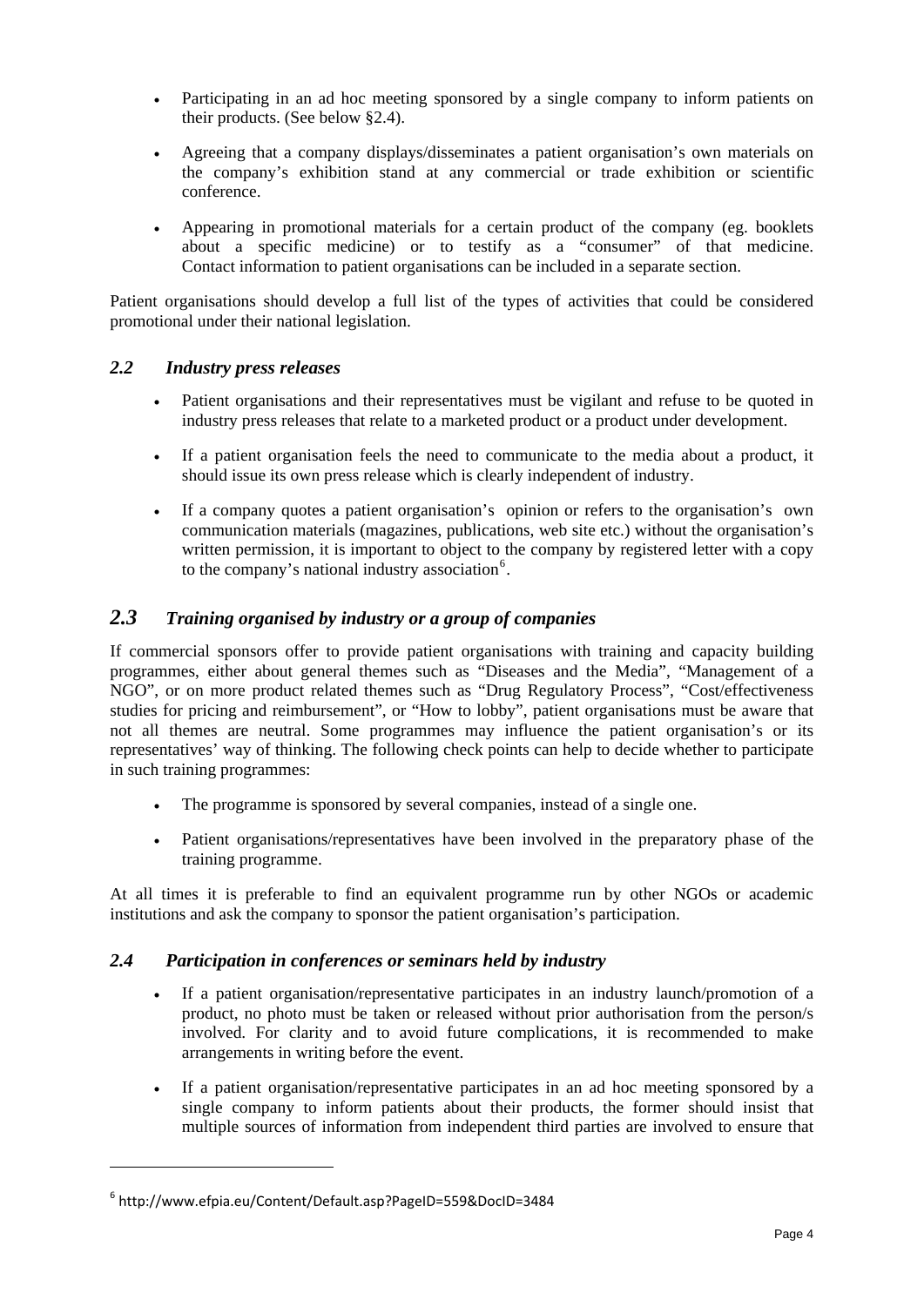- Participating in an ad hoc meeting sponsored by a single company to inform patients on their products. (See below §2.4).
- Agreeing that a company displays/disseminates a patient organisation's own materials on the company's exhibition stand at any commercial or trade exhibition or scientific conference.
- Appearing in promotional materials for a certain product of the company (eg. booklets about a specific medicine) or to testify as a "consumer" of that medicine. Contact information to patient organisations can be included in a separate section.

Patient organisations should develop a full list of the types of activities that could be considered promotional under their national legislation.

### *2.2 Industry press releases*

- Patient organisations and their representatives must be vigilant and refuse to be quoted in industry press releases that relate to a marketed product or a product under development.
- If a patient organisation feels the need to communicate to the media about a product, it should issue its own press release which is clearly independent of industry.
- If a company quotes a patient organisation's opinion or refers to the organisation's own communication materials (magazines, publications, web site etc.) without the organisation's written permission, it is important to object to the company by registered letter with a copy to the company's national industry association[6].

## *2.3 Training organised by industry or a group of companies*

If commercial sponsors offer to provide patient organisations with training and capacity building programmes, either about general themes such as "Diseases and the Media", "Management of a NGO", or on more product related themes such as "Drug Regulatory Process", "Cost/effectiveness studies for pricing and reimbursement", or "How to lobby", patient organisations must be aware that not all themes are neutral. Some programmes may influence the patient organisation's or its representatives' way of thinking. The following check points can help to decide whether to participate in such training programmes:

- The programme is sponsored by several companies, instead of a single one.
- Patient organisations/representatives have been involved in the preparatory phase of the training programme.

At all times it is preferable to find an equivalent programme run by other NGOs or academic institutions and ask the company to sponsor the patient organisation's participation.

### *2.4 Participation in conferences or seminars held by industry*

- If a patient organisation/representative participates in an industry launch/promotion of a product, no photo must be taken or released without prior authorisation from the person/s involved. For clarity and to avoid future complications, it is recommended to make arrangements in writing before the event.
- If a patient organisation/representative participates in an ad hoc meeting sponsored by a single company to inform patients about their products, the former should insist that multiple sources of information from independent third parties are involved to ensure that

[6] http://www.efpia.eu/Content/Default.asp?PageID=559&DocID=3484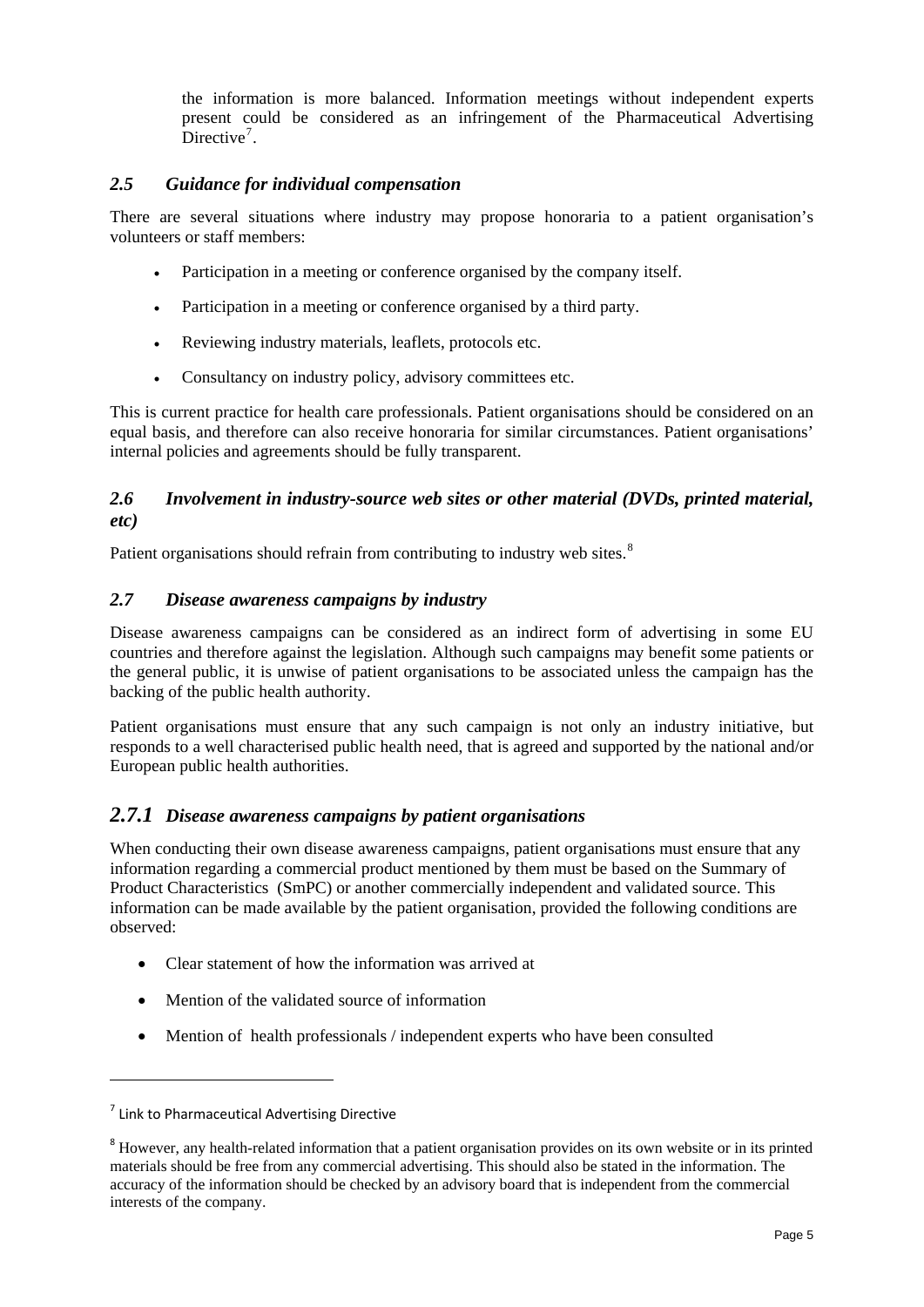the information is more balanced. Information meetings without independent experts present could be considered as an infringement of the Pharmaceutical Advertising Directive[7].

## *2.5 Guidance for individual compensation*

There are several situations where industry may propose honoraria to a patient organisation's volunteers or staff members:

- Participation in a meeting or conference organised by the company itself.
- Participation in a meeting or conference organised by a third party.
- Reviewing industry materials, leaflets, protocols etc.
- Consultancy on industry policy, advisory committees etc.

This is current practice for health care professionals. Patient organisations should be considered on an equal basis, and therefore can also receive honoraria for similar circumstances. Patient organisations' internal policies and agreements should be fully transparent.

## *2.6 Involvement in industry-source web sites or other material (DVDs, printed material, etc)*

Patient organisations should refrain from contributing to industry web sites.[8]

## *2.7 Disease awareness campaigns by industry*

Disease awareness campaigns can be considered as an indirect form of advertising in some EU countries and therefore against the legislation. Although such campaigns may benefit some patients or the general public, it is unwise of patient organisations to be associated unless the campaign has the backing of the public health authority.

Patient organisations must ensure that any such campaign is not only an industry initiative, but responds to a well characterised public health need, that is agreed and supported by the national and/or European public health authorities.

### *2.7.1 Disease awareness campaigns by patient organisations*

When conducting their own disease awareness campaigns, patient organisations must ensure that any information regarding a commercial product mentioned by them must be based on the Summary of Product Characteristics (SmPC) or another commercially independent and validated source. This information can be made available by the patient organisation, provided the following conditions are observed:

- Clear statement of how the information was arrived at
- Mention of the validated source of information
- Mention of health professionals / independent experts who have been consulted

---

[7] Link to Pharmaceutical Advertising Directive

[8] However, any health-related information that a patient organisation provides on its own website or in its printed materials should be free from any commercial advertising. This should also be stated in the information. The accuracy of the information should be checked by an advisory board that is independent from the commercial interests of the company.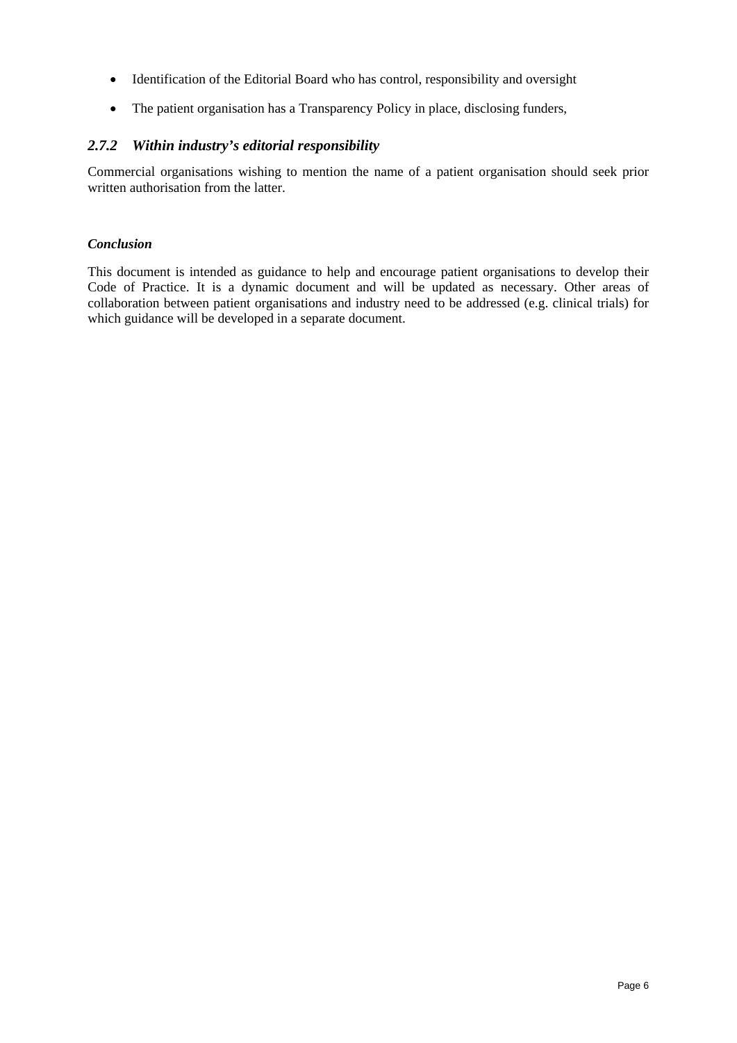- Identification of the Editorial Board who has control, responsibility and oversight
- The patient organisation has a Transparency Policy in place, disclosing funders,

### *2.7.2 Within industry's editorial responsibility*

Commercial organisations wishing to mention the name of a patient organisation should seek prior written authorisation from the latter.

***Conclusion***

This document is intended as guidance to help and encourage patient organisations to develop their Code of Practice. It is a dynamic document and will be updated as necessary. Other areas of collaboration between patient organisations and industry need to be addressed (e.g. clinical trials) for which guidance will be developed in a separate document.